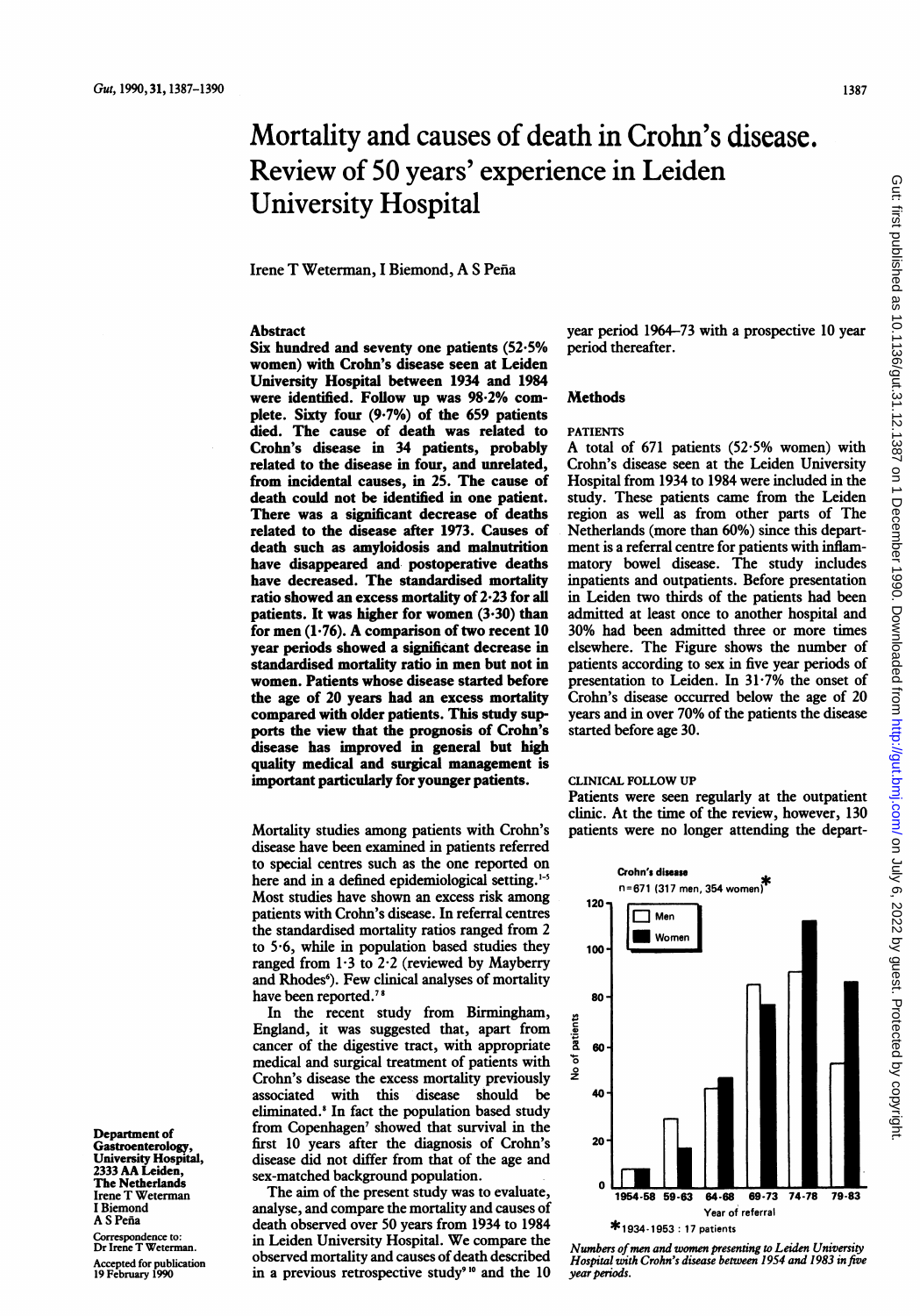# Mortality and causes of death in Crohn's disease. Review of 50 years' experience in Leiden University Hospital

Irene T Weterman, I Biemond, A S Peña

## Abstract

**Six hundred and seventy one patients (52·5% women) with Crohn's disease seen at Leiden University Hospital between 1934 and 1984 were identified. Follow up was 98·2% complete. Sixty four (9·7%) of the 659 patients died. The cause of death was related to Crohn's disease in 34 patients, probably related to the disease in four, and unrelated, from incidental causes, in 25. The cause of death could not be identified in one patient. There was a significant decrease of deaths related to the disease after 1973. Causes of death such as amyloidosis and malnutrition have disappeared and postoperative deaths have decreased. The standardised mortality ratio showed an excess mortality of 2·23 for all patients. It was higher for women (3·30) than for men (1·76). A comparison of two recent 10 year periods showed a significant decrease in standardised mortality ratio in men but not in women. Patients whose disease started before the age of 20 years had an excess mortality compared with older patients. This study supports the view that the prognosis of Crohn's disease has improved in general but high quality medical and surgical management is important particularly for younger patients.**

Mortality studies among patients with Crohn's disease have been examined in patients referred to special centres such as the one reported on here and in a defined epidemiological setting.[1-5] Most studies have shown an excess risk among patients with Crohn's disease. In referral centres the standardised mortality ratios ranged from 2 to 5·6, while in population based studies they ranged from 1·3 to 2·2 (reviewed by Mayberry and Rhodes[6]). Few clinical analyses of mortality have been reported.[7 8]

In the recent study from Birmingham, England, it was suggested that, apart from cancer of the digestive tract, with appropriate medical and surgical treatment of patients with Crohn's disease the excess mortality previously associated with this disease should be eliminated.[8] In fact the population based study from Copenhagen[7] showed that survival in the first 10 years after the diagnosis of Crohn's disease did not differ from that of the age and sex-matched background population.

The aim of the present study was to evaluate, analyse, and compare the mortality and causes of death observed over 50 years from 1934 to 1984 in Leiden University Hospital. We compare the observed mortality and causes of death described in a previous retrospective study[9 10] and the 10 year period 1964–73 with a prospective 10 year period thereafter.

## Methods

### PATIENTS

A total of 671 patients (52·5% women) with Crohn's disease seen at the Leiden University Hospital from 1934 to 1984 were included in the study. These patients came from the Leiden region as well as from other parts of The Netherlands (more than 60%) since this department is a referral centre for patients with inflammatory bowel disease. The study includes inpatients and outpatients. Before presentation in Leiden two thirds of the patients had been admitted at least once to another hospital and 30% had been admitted three or more times elsewhere. The Figure shows the number of patients according to sex in five year periods of presentation to Leiden. In 31·7% the onset of Crohn's disease occurred below the age of 20 years and in over 70% of the patients the disease started before age 30.

### CLINICAL FOLLOW UP

Patients were seen regularly at the outpatient clinic. At the time of the review, however, 130 patients were no longer attending the depart-

*Numbers of men and women presenting to Leiden University Hospital with Crohn's disease between 1954 and 1983 in five year periods.*

Department of Gastroenterology, University Hospital, 2333 AA Leiden, The Netherlands
Irene T Weterman
I Biemond
A S Peña

Correspondence to: Dr Irene T Weterman.

Accepted for publication 19 February 1990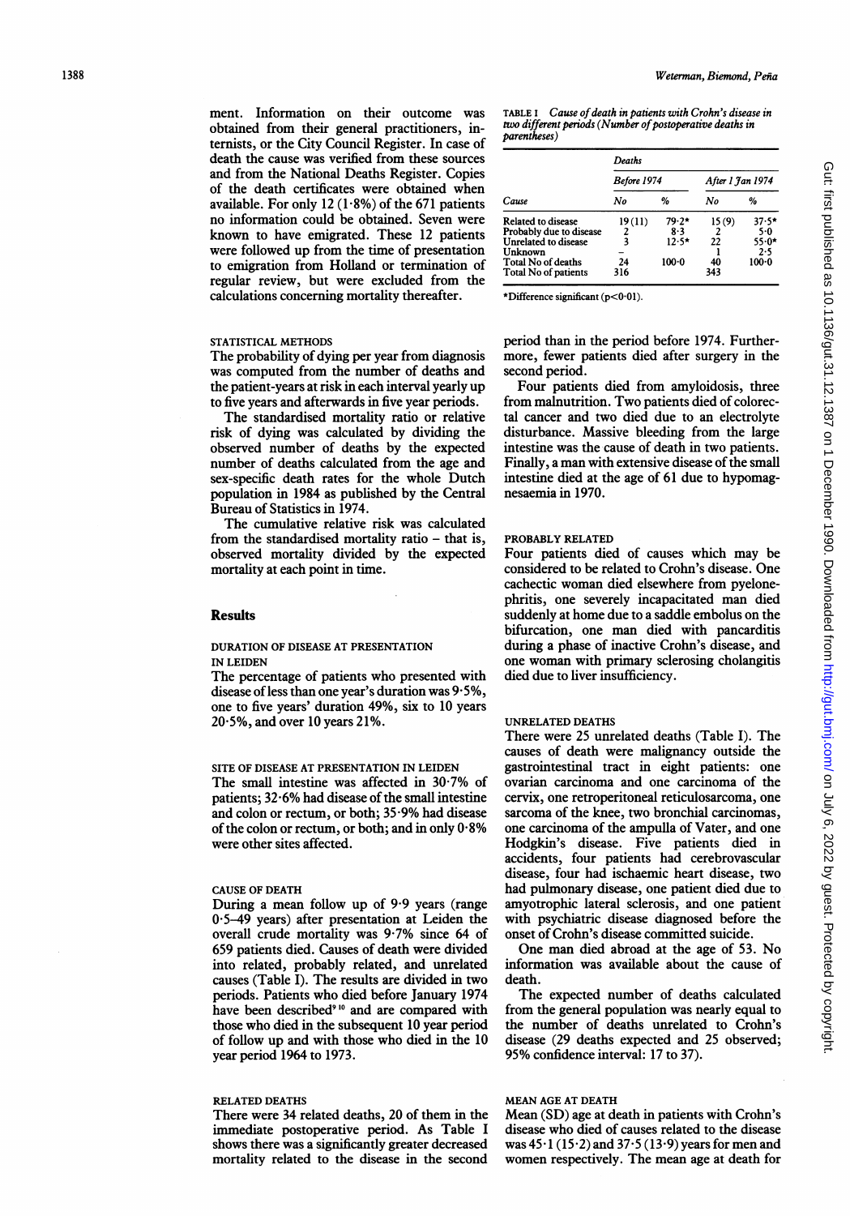ment. Information on their outcome was obtained from their general practitioners, internists, or the City Council Register. In case of death the cause was verified from these sources and from the National Deaths Register. Copies of the death certificates were obtained when available. For only 12 (1·8%) of the 671 patients no information could be obtained. Seven were known to have emigrated. These 12 patients were followed up from the time of presentation to emigration from Holland or termination of regular review, but were excluded from the calculations concerning mortality thereafter.

### STATISTICAL METHODS

The probability of dying per year from diagnosis was computed from the number of deaths and the patient-years at risk in each interval yearly up to five years and afterwards in five year periods.

The standardised mortality ratio or relative risk of dying was calculated by dividing the observed number of deaths by the expected number of deaths calculated from the age and sex-specific death rates for the whole Dutch population in 1984 as published by the Central Bureau of Statistics in 1974.

The cumulative relative risk was calculated from the standardised mortality ratio – that is, observed mortality divided by the expected mortality at each point in time.

## Results

### DURATION OF DISEASE AT PRESENTATION IN LEIDEN

The percentage of patients who presented with disease of less than one year's duration was 9·5%, one to five years' duration 49%, six to 10 years 20·5%, and over 10 years 21%.

### SITE OF DISEASE AT PRESENTATION IN LEIDEN

The small intestine was affected in 30·7% of patients; 32·6% had disease of the small intestine and colon or rectum, or both; 35·9% had disease of the colon or rectum, or both; and in only 0·8% were other sites affected.

### CAUSE OF DEATH

During a mean follow up of 9·9 years (range 0·5–49 years) after presentation at Leiden the overall crude mortality was 9·7% since 64 of 659 patients died. Causes of death were divided into related, probably related, and unrelated causes (Table I). The results are divided in two periods. Patients who died before January 1974 have been described[9,10] and are compared with those who died in the subsequent 10 year period of follow up and with those who died in the 10 year period 1964 to 1973.

### RELATED DEATHS

There were 34 related deaths, 20 of them in the immediate postoperative period. As Table I shows there was a significantly greater decreased mortality related to the disease in the second period than in the period before 1974. Furthermore, fewer patients died after surgery in the second period.

TABLE I *Cause of death in patients with Crohn's disease in two different periods (Number of postoperative deaths in parentheses)*

| Cause | Deaths: Before 1974 No | % | After 1 Jan 1974 No | % |
|---|---|---|---|---|
| Related to disease | 19 (11) | 79·2* | 15 (9) | 37·5* |
| Probably due to disease | 2 | 8·3 | 2 | 5·0 |
| Unrelated to disease | 3 | 12·5* | 22 | 55·0* |
| Unknown | – | | 1 | 2·5 |
| Total No of deaths | 24 | 100·0 | 40 | 100·0 |
| Total No of patients | 316 | | 343 | |

*Difference significant ($p<0·01$).

Four patients died from amyloidosis, three from malnutrition. Two patients died of colorectal cancer and two died due to an electrolyte disturbance. Massive bleeding from the large intestine was the cause of death in two patients. Finally, a man with extensive disease of the small intestine died at the age of 61 due to hypomagnesaemia in 1970.

### PROBABLY RELATED

Four patients died of causes which may be considered to be related to Crohn's disease. One cachectic woman died elsewhere from pyelonephritis, one severely incapacitated man died suddenly at home due to a saddle embolus on the bifurcation, one man died with pancarditis during a phase of inactive Crohn's disease, and one woman with primary sclerosing cholangitis died due to liver insufficiency.

### UNRELATED DEATHS

There were 25 unrelated deaths (Table I). The causes of death were malignancy outside the gastrointestinal tract in eight patients: one ovarian carcinoma and one carcinoma of the cervix, one retroperitoneal reticulosarcoma, one sarcoma of the knee, two bronchial carcinomas, one carcinoma of the ampulla of Vater, and one Hodgkin's disease. Five patients died in accidents, four patients had cerebrovascular disease, four had ischaemic heart disease, two had pulmonary disease, one patient died due to amyotrophic lateral sclerosis, and one patient with psychiatric disease diagnosed before the onset of Crohn's disease committed suicide.

One man died abroad at the age of 53. No information was available about the cause of death.

The expected number of deaths calculated from the general population was nearly equal to the number of deaths unrelated to Crohn's disease (29 deaths expected and 25 observed; 95% confidence interval: 17 to 37).

### MEAN AGE AT DEATH

Mean (SD) age at death in patients with Crohn's disease who died of causes related to the disease was 45·1 (15·2) and 37·5 (13·9) years for men and women respectively. The mean age at death for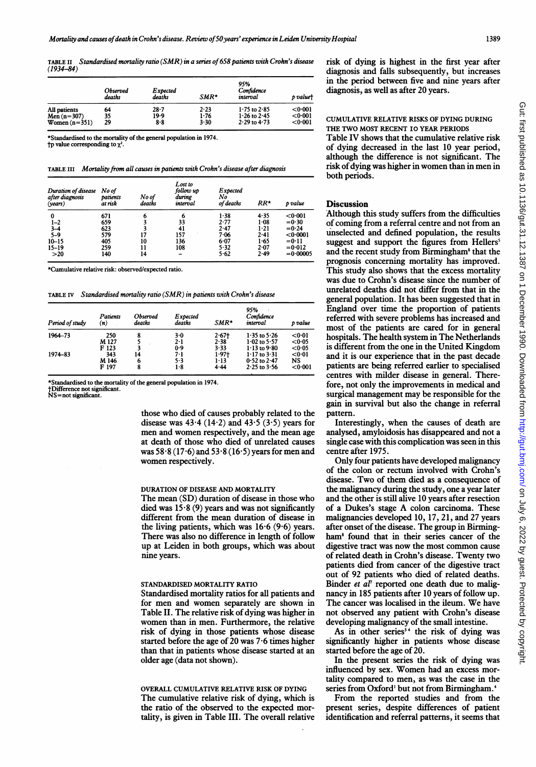TABLE II *Standardised mortality ratio (SMR) in a series of 658 patients with Crohn's disease (1934–84)*

| | Observed deaths | Expected deaths | SMR* | 95% Confidence interval | p value† |
|---|---|---|---|---|---|
| All patients | 64 | 28·7 | 2·23 | 1·75 to 2·85 | <0·001 |
| Men (n=307) | 35 | 19·9 | 1·76 | 1·26 to 2·45 | <0·001 |
| Women (n=351) | 29 | 8·8 | 3·30 | 2·29 to 4·73 | <0·001 |

*Standardised to the mortality of the general population in 1974.
†p value corresponding to $\chi^2$.

TABLE III *Mortality from all causes in patients with Crohn's disease after diagnosis*

| Duration of disease after diagnosis (years) | No of patients at risk | No of deaths | Lost to follow up during interval | Expected No of deaths | RR* | p value |
|---|---|---|---|---|---|---|
| 0 | 671 | 6 | 6 | 1·38 | 4·35 | <0·001 |
| 1–2 | 659 | 3 | 33 | 2·77 | 1·08 | =0·30 |
| 3–4 | 623 | 3 | 41 | 2·47 | 1·21 | =0·24 |
| 5–9 | 579 | 17 | 157 | 7·06 | 2·41 | <0·0001 |
| 10–15 | 405 | 10 | 136 | 6·07 | 1·65 | =0·11 |
| 15–19 | 259 | 11 | 108 | 5·32 | 2·07 | =0·012 |
| >20 | 140 | 14 | – | 5·62 | 2·49 | =0·00005 |

*Cumulative relative risk: observed/expected ratio.

TABLE IV *Standardised mortality ratio (SMR) in patients with Crohn's disease*

| Period of study | Patients (n) | Observed deaths | Expected deaths | SMR* | 95% Confidence interval | p value |
|---|---|---|---|---|---|---|
| 1964–73 | 250 | 8 | 3·0 | 2·67† | 1·35 to 5·26 | <0·01 |
| | M 127 | 5 | 2·1 | 2·38 | 1·02 to 5·57 | <0·05 |
| | F 123 | 3 | 0·9 | 3·33 | 1·13 to 9·80 | <0·05 |
| 1974–83 | 343 | 14 | 7·1 | 1·97† | 1·17 to 3·31 | <0·01 |
| | M 146 | 6 | 5·3 | 1·13 | 0·52 to 2·47 | NS |
| | F 197 | 8 | 1·8 | 4·44 | 2·25 to 3·56 | <0·001 |

*Standardised to the mortality of the general population in 1974.
†Difference not significant.
NS=not significant.

those who died of causes probably related to the disease was 43·4 (14·2) and 43·5 (3·5) years for men and women respectively, and the mean age at death of those who died of unrelated causes was 58·8 (17·6) and 53·8 (16·5) years for men and women respectively.

### DURATION OF DISEASE AND MORTALITY

The mean (SD) duration of disease in those who died was 15·8 (9) years and was not significantly different from the mean duration of disease in the living patients, which was 16·6 (9·6) years. There was also no difference in length of follow up at Leiden in both groups, which was about nine years.

### STANDARDISED MORTALITY RATIO

Standardised mortality ratios for all patients and for men and women separately are shown in Table II. The relative risk of dying was higher in women than in men. Furthermore, the relative risk of dying in those patients whose disease started before the age of 20 was 7·6 times higher than that in patients whose disease started at an older age (data not shown).

### OVERALL CUMULATIVE RELATIVE RISK OF DYING

The cumulative relative risk of dying, which is the ratio of the observed to the expected mortality, is given in Table III. The overall relative risk of dying is highest in the first year after diagnosis and falls subsequently, but increases in the period between five and nine years after diagnosis, as well as after 20 years.

### CUMULATIVE RELATIVE RISKS OF DYING DURING THE TWO MOST RECENT 10 YEAR PERIODS

Table IV shows that the cumulative relative risk of dying decreased in the last 10 year period, although the difference is not significant. The risk of dying was higher in women than in men in both periods.

## Discussion

Although this study suffers from the difficulties of coming from a referral centre and not from an unselected and defined population, the results suggest and support the figures from Hellers[5] and the recent study from Birmingham[8] that the prognosis concerning mortality has improved. This study also shows that the excess mortality was due to Crohn's disease since the number of unrelated deaths did not differ from that in the general population. It has been suggested that in England over time the proportion of patients referred with severe problems has increased and most of the patients are cared for in general hospitals. The health system in The Netherlands is different from the one in the United Kingdom and it is our experience that in the past decade patients are being referred earlier to specialised centres with milder disease in general. Therefore, not only the improvements in medical and surgical management may be responsible for the gain in survival but also the change in referral pattern.

Interestingly, when the causes of death are analysed, amyloidosis has disappeared and not a single case with this complication was seen in this centre after 1975.

Only four patients have developed malignancy of the colon or rectum involved with Crohn's disease. Two of them died as a consequence of the malignancy during the study, one a year later and the other is still alive 10 years after resection of a Dukes's stage A colon carcinoma. These malignancies developed 10, 17, 21, and 27 years after onset of the disease. The group in Birmingham[8] found that in their series cancer of the digestive tract was now the most common cause of related death in Crohn's disease. Twenty two patients died from cancer of the digestive tract out of 92 patients who died of related deaths. Binder *et al*[7] reported one death due to malignancy in 185 patients after 10 years of follow up. The cancer was localised in the ileum. We have not observed any patient with Crohn's disease developing malignancy of the small intestine.

As in other series[3,4] the risk of dying was significantly higher in patients whose disease started before the age of 20.

In the present series the risk of dying was influenced by sex. Women had an excess mortality compared to men, as was the case in the series from Oxford[1] but not from Birmingham.[4]

From the reported studies and from the present series, despite differences of patient identification and referral patterns, it seems that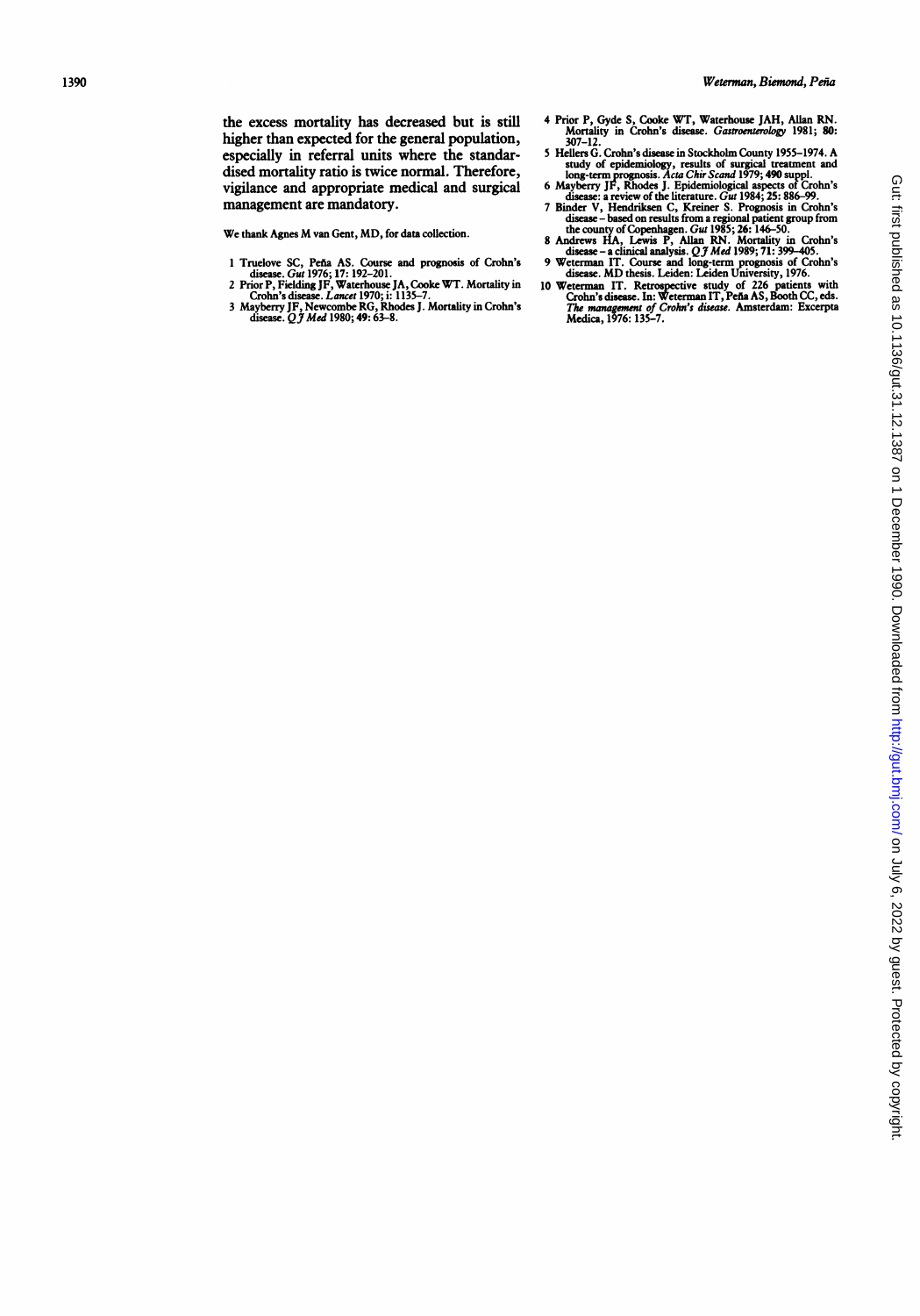the excess mortality has decreased but is still higher than expected for the general population, especially in referral units where the standardised mortality ratio is twice normal. Therefore, vigilance and appropriate medical and surgical management are mandatory.

We thank Agnes M van Gent, MD, for data collection.

1 Truelove SC, Peña AS. Course and prognosis of Crohn's disease. *Gut* 1976; **17**: 192–201.
2 Prior P, Fielding JF, Waterhouse JA, Cooke WT. Mortality in Crohn's disease. *Lancet* 1970; **i**: 1135–7.
3 Mayberry JF, Newcombe RG, Rhodes J. Mortality in Crohn's disease. *Q J Med* 1980; **49**: 63–8.
4 Prior P, Gyde S, Cooke WT, Waterhouse JAH, Allan RN. Mortality in Crohn's disease. *Gastroenterology* 1981; **80**: 307–12.
5 Hellers G. Crohn's disease in Stockholm County 1955–1974. A study of epidemiology, results of surgical treatment and long-term prognosis. *Acta Chir Scand* 1979; **490** suppl.
6 Mayberry JF, Rhodes J. Epidemiological aspects of Crohn's disease: a review of the literature. *Gut* 1984; **25**: 886–99.
7 Binder V, Hendriksen C, Kreiner S. Prognosis in Crohn's disease – based on results from a regional patient group from the county of Copenhagen. *Gut* 1985; **26**: 146–50.
8 Andrews HA, Lewis P, Allan RN. Mortality in Crohn's disease – a clinical analysis. *Q J Med* 1989; **71**: 399–405.
9 Weterman IT. Course and long-term prognosis of Crohn's disease. MD thesis. Leiden: Leiden University, 1976.
10 Weterman IT. Retrospective study of 226 patients with Crohn's disease. In: Weterman IT, Peña AS, Booth CC, eds. *The management of Crohn's disease.* Amsterdam: Excerpta Medica, 1976: 135–7.